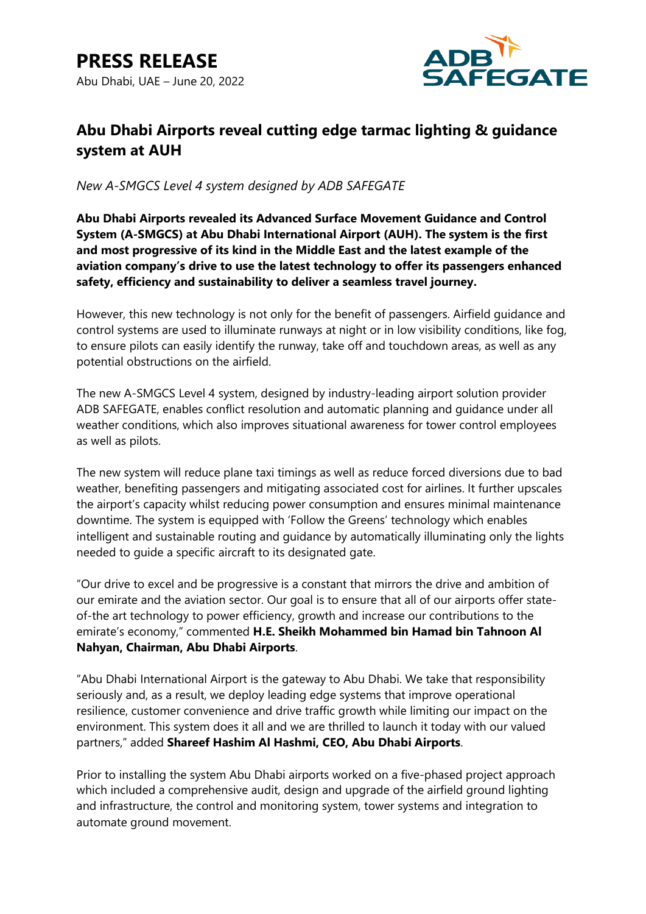# PRESS RELEASE

Abu Dhabi, UAE – June 20, 2022

ADB SAFEGATE

## Abu Dhabi Airports reveal cutting edge tarmac lighting & guidance system at AUH

*New A-SMGCS Level 4 system designed by ADB SAFEGATE*

**Abu Dhabi Airports revealed its Advanced Surface Movement Guidance and Control System (A-SMGCS) at Abu Dhabi International Airport (AUH). The system is the first and most progressive of its kind in the Middle East and the latest example of the aviation company's drive to use the latest technology to offer its passengers enhanced safety, efficiency and sustainability to deliver a seamless travel journey.**

However, this new technology is not only for the benefit of passengers. Airfield guidance and control systems are used to illuminate runways at night or in low visibility conditions, like fog, to ensure pilots can easily identify the runway, take off and touchdown areas, as well as any potential obstructions on the airfield.

The new A-SMGCS Level 4 system, designed by industry-leading airport solution provider ADB SAFEGATE, enables conflict resolution and automatic planning and guidance under all weather conditions, which also improves situational awareness for tower control employees as well as pilots.

The new system will reduce plane taxi timings as well as reduce forced diversions due to bad weather, benefiting passengers and mitigating associated cost for airlines. It further upscales the airport's capacity whilst reducing power consumption and ensures minimal maintenance downtime. The system is equipped with 'Follow the Greens' technology which enables intelligent and sustainable routing and guidance by automatically illuminating only the lights needed to guide a specific aircraft to its designated gate.

"Our drive to excel and be progressive is a constant that mirrors the drive and ambition of our emirate and the aviation sector. Our goal is to ensure that all of our airports offer state-of-the art technology to power efficiency, growth and increase our contributions to the emirate's economy," commented **H.E. Sheikh Mohammed bin Hamad bin Tahnoon Al Nahyan, Chairman, Abu Dhabi Airports**.

"Abu Dhabi International Airport is the gateway to Abu Dhabi. We take that responsibility seriously and, as a result, we deploy leading edge systems that improve operational resilience, customer convenience and drive traffic growth while limiting our impact on the environment. This system does it all and we are thrilled to launch it today with our valued partners," added **Shareef Hashim Al Hashmi, CEO, Abu Dhabi Airports**.

Prior to installing the system Abu Dhabi airports worked on a five-phased project approach which included a comprehensive audit, design and upgrade of the airfield ground lighting and infrastructure, the control and monitoring system, tower systems and integration to automate ground movement.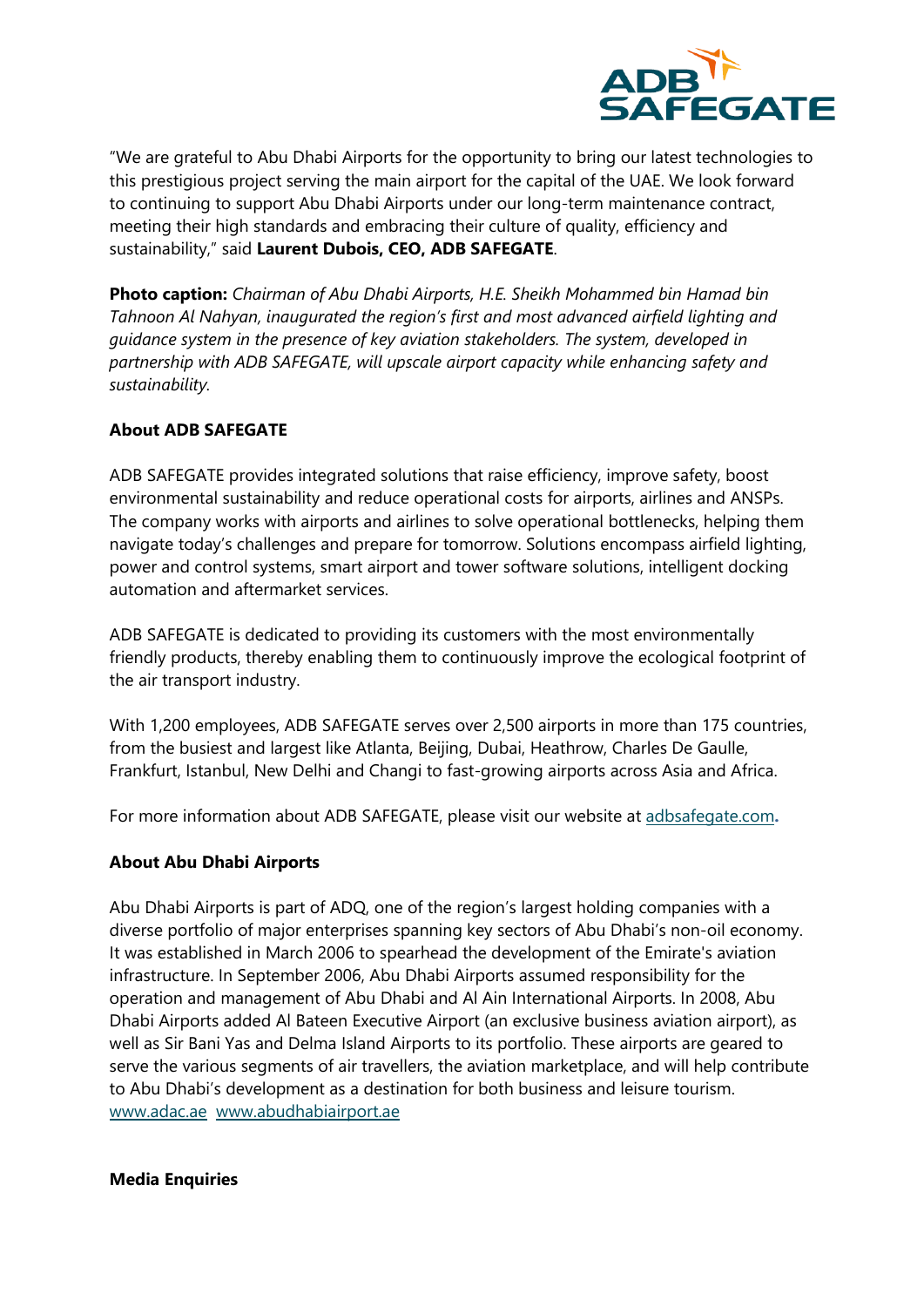"We are grateful to Abu Dhabi Airports for the opportunity to bring our latest technologies to this prestigious project serving the main airport for the capital of the UAE. We look forward to continuing to support Abu Dhabi Airports under our long-term maintenance contract, meeting their high standards and embracing their culture of quality, efficiency and sustainability," said **Laurent Dubois, CEO, ADB SAFEGATE**.

**Photo caption:** *Chairman of Abu Dhabi Airports, H.E. Sheikh Mohammed bin Hamad bin Tahnoon Al Nahyan, inaugurated the region's first and most advanced airfield lighting and guidance system in the presence of key aviation stakeholders. The system, developed in partnership with ADB SAFEGATE, will upscale airport capacity while enhancing safety and sustainability.*

**About ADB SAFEGATE**

ADB SAFEGATE provides integrated solutions that raise efficiency, improve safety, boost environmental sustainability and reduce operational costs for airports, airlines and ANSPs. The company works with airports and airlines to solve operational bottlenecks, helping them navigate today's challenges and prepare for tomorrow. Solutions encompass airfield lighting, power and control systems, smart airport and tower software solutions, intelligent docking automation and aftermarket services.

ADB SAFEGATE is dedicated to providing its customers with the most environmentally friendly products, thereby enabling them to continuously improve the ecological footprint of the air transport industry.

With 1,200 employees, ADB SAFEGATE serves over 2,500 airports in more than 175 countries, from the busiest and largest like Atlanta, Beijing, Dubai, Heathrow, Charles De Gaulle, Frankfurt, Istanbul, New Delhi and Changi to fast-growing airports across Asia and Africa.

For more information about ADB SAFEGATE, please visit our website at adbsafegate.com.

**About Abu Dhabi Airports**

Abu Dhabi Airports is part of ADQ, one of the region's largest holding companies with a diverse portfolio of major enterprises spanning key sectors of Abu Dhabi's non-oil economy. It was established in March 2006 to spearhead the development of the Emirate's aviation infrastructure. In September 2006, Abu Dhabi Airports assumed responsibility for the operation and management of Abu Dhabi and Al Ain International Airports. In 2008, Abu Dhabi Airports added Al Bateen Executive Airport (an exclusive business aviation airport), as well as Sir Bani Yas and Delma Island Airports to its portfolio. These airports are geared to serve the various segments of air travellers, the aviation marketplace, and will help contribute to Abu Dhabi's development as a destination for both business and leisure tourism. www.adac.ae www.abudhabiairport.ae

**Media Enquiries**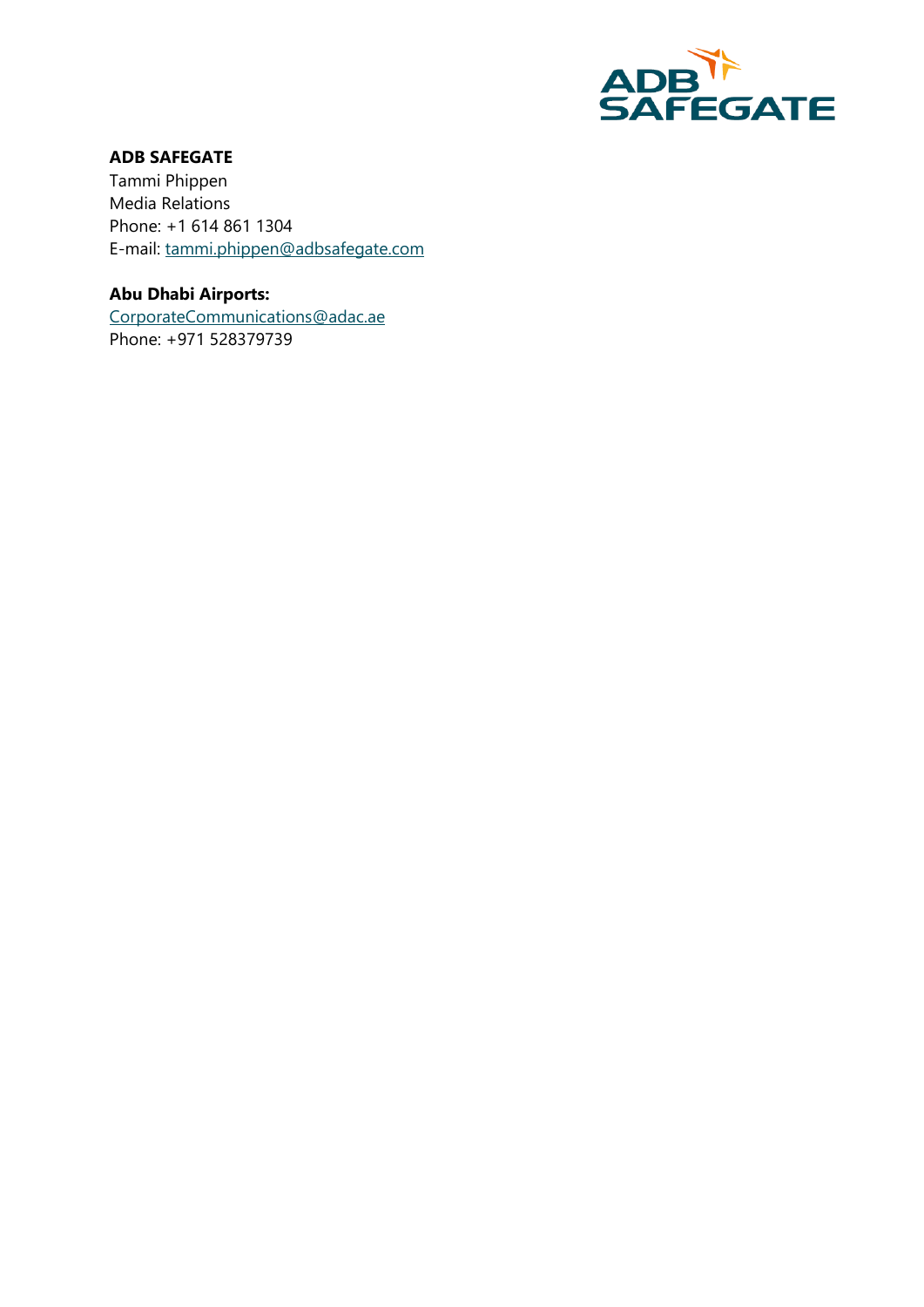**ADB SAFEGATE**
Tammi Phippen
Media Relations
Phone: +1 614 861 1304
E-mail: tammi.phippen@adbsafegate.com

**Abu Dhabi Airports:**
CorporateCommunications@adac.ae
Phone: +971 528379739